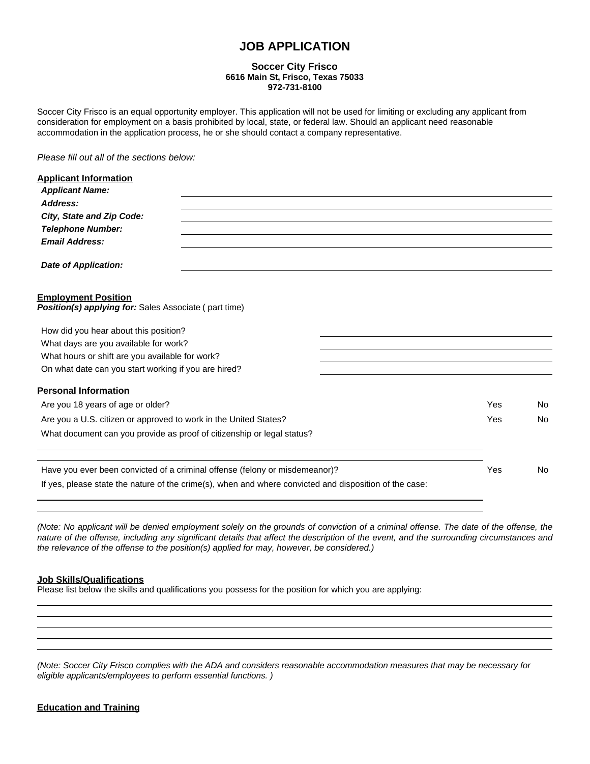# JOB APPLICATION

**Soccer City Frisco**
**6616 Main St, Frisco, Texas 75033**
**972-731-8100**

Soccer City Frisco is an equal opportunity employer. This application will not be used for limiting or excluding any applicant from consideration for employment on a basis prohibited by local, state, or federal law. Should an applicant need reasonable accommodation in the application process, he or she should contact a company representative.

*Please fill out all of the sections below:*

## Applicant Information

***Applicant Name:*** ______________________________

***Address:*** ______________________________

***City, State and Zip Code:*** ______________________________

***Telephone Number:*** ______________________________

***Email Address:*** ______________________________

***Date of Application:*** ______________________________

## Employment Position

***Position(s) applying for:*** Sales Associate ( part time)

How did you hear about this position? ______________________________

What days are you available for work? ______________________________

What hours or shift are you available for work? ______________________________

On what date can you start working if you are hired? ______________________________

## Personal Information

Are you 18 years of age or older? Yes No

Are you a U.S. citizen or approved to work in the United States? Yes No

What document can you provide as proof of citizenship or legal status?

______________________________

______________________________

Have you ever been convicted of a criminal offense (felony or misdemeanor)? Yes No

If yes, please state the nature of the crime(s), when and where convicted and disposition of the case:

______________________________

______________________________

*(Note: No applicant will be denied employment solely on the grounds of conviction of a criminal offense. The date of the offense, the nature of the offense, including any significant details that affect the description of the event, and the surrounding circumstances and the relevance of the offense to the position(s) applied for may, however, be considered.)*

## Job Skills/Qualifications

Please list below the skills and qualifications you possess for the position for which you are applying:

______________________________

______________________________

______________________________

______________________________

______________________________

*(Note: Soccer City Frisco complies with the ADA and considers reasonable accommodation measures that may be necessary for eligible applicants/employees to perform essential functions. )*

## Education and Training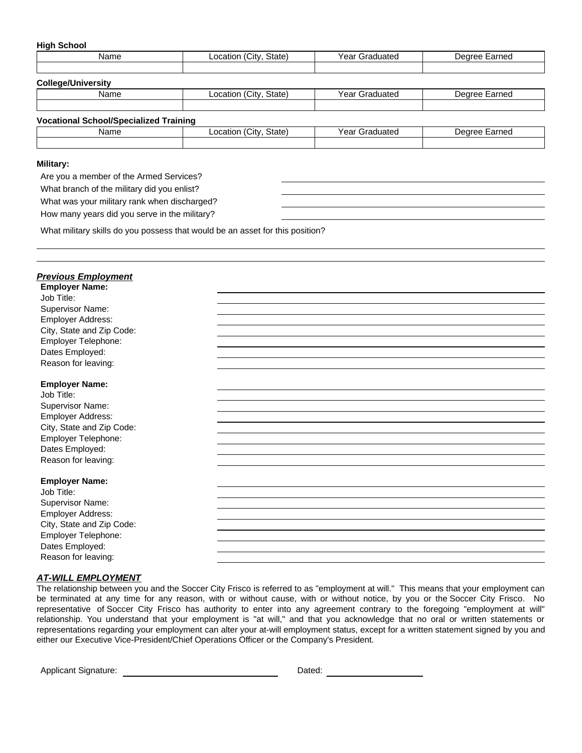**High School**

| Name | Location (City, State) | Year Graduated | Degree Earned |
|---|---|---|---|
| | | | |

**College/University**

| Name | Location (City, State) | Year Graduated | Degree Earned |
|---|---|---|---|
| | | | |

**Vocational School/Specialized Training**

| Name | Location (City, State) | Year Graduated | Degree Earned |
|---|---|---|---|
| | | | |

**Military:**

Are you a member of the Armed Services? ______________________

What branch of the military did you enlist? ______________________

What was your military rank when discharged? ______________________

How many years did you serve in the military? ______________________

What military skills do you possess that would be an asset for this position?

______________________________________________

______________________________________________

***Previous Employment***

**Employer Name:** ______________________

Job Title: ______________________

Supervisor Name: ______________________

Employer Address: ______________________

City, State and Zip Code: ______________________

Employer Telephone: ______________________

Dates Employed: ______________________

Reason for leaving: ______________________

**Employer Name:** ______________________

Job Title: ______________________

Supervisor Name: ______________________

Employer Address: ______________________

City, State and Zip Code: ______________________

Employer Telephone: ______________________

Dates Employed: ______________________

Reason for leaving: ______________________

**Employer Name:** ______________________

Job Title: ______________________

Supervisor Name: ______________________

Employer Address: ______________________

City, State and Zip Code: ______________________

Employer Telephone: ______________________

Dates Employed: ______________________

Reason for leaving: ______________________

***AT-WILL EMPLOYMENT***

The relationship between you and the Soccer City Frisco is referred to as "employment at will." This means that your employment can be terminated at any time for any reason, with or without cause, with or without notice, by you or the Soccer City Frisco. No representative of Soccer City Frisco has authority to enter into any agreement contrary to the foregoing "employment at will" relationship. You understand that your employment is "at will," and that you acknowledge that no oral or written statements or representations regarding your employment can alter your at-will employment status, except for a written statement signed by you and either our Executive Vice-President/Chief Operations Officer or the Company's President.

Applicant Signature: ______________________ Dated: ______________